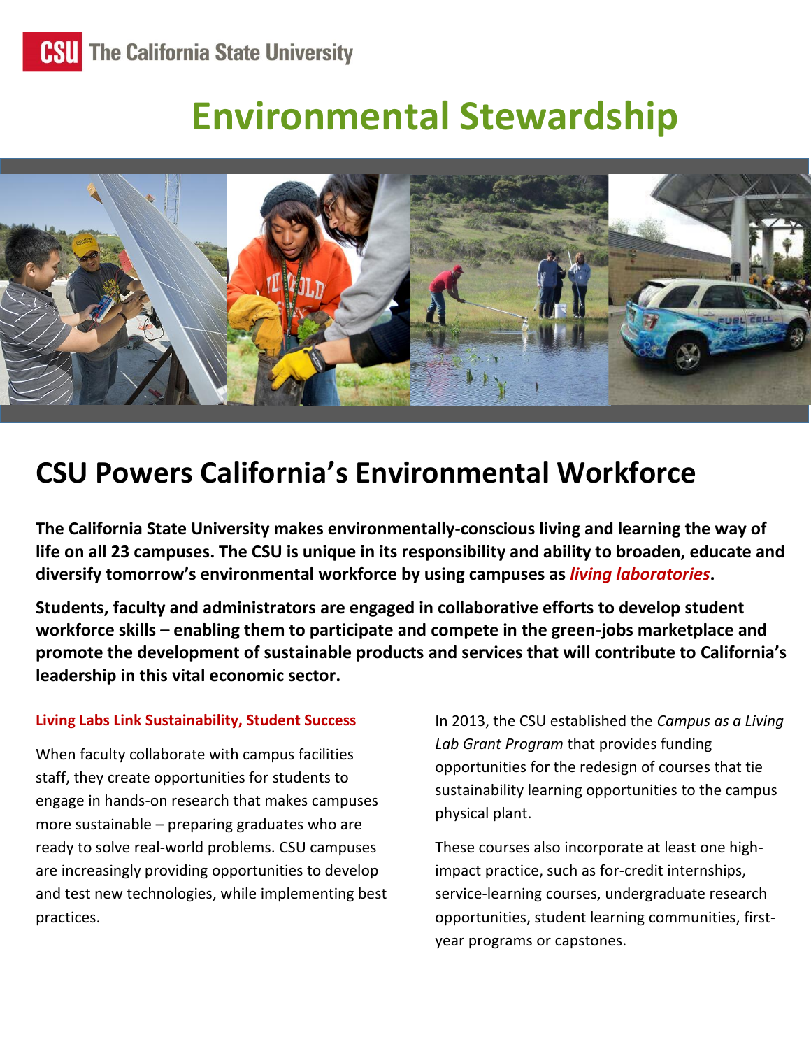The California State University

# Environmental Stewardship

## CSU Powers California's Environmental Workforce

**The California State University makes environmentally-conscious living and learning the way of life on all 23 campuses. The CSU is unique in its responsibility and ability to broaden, educate and diversify tomorrow's environmental workforce by using campuses as *living laboratories*.**

**Students, faculty and administrators are engaged in collaborative efforts to develop student workforce skills – enabling them to participate and compete in the green-jobs marketplace and promote the development of sustainable products and services that will contribute to California's leadership in this vital economic sector.**

### Living Labs Link Sustainability, Student Success

When faculty collaborate with campus facilities staff, they create opportunities for students to engage in hands-on research that makes campuses more sustainable – preparing graduates who are ready to solve real-world problems. CSU campuses are increasingly providing opportunities to develop and test new technologies, while implementing best practices.

In 2013, the CSU established the *Campus as a Living Lab Grant Program* that provides funding opportunities for the redesign of courses that tie sustainability learning opportunities to the campus physical plant.

These courses also incorporate at least one high-impact practice, such as for-credit internships, service-learning courses, undergraduate research opportunities, student learning communities, first-year programs or capstones.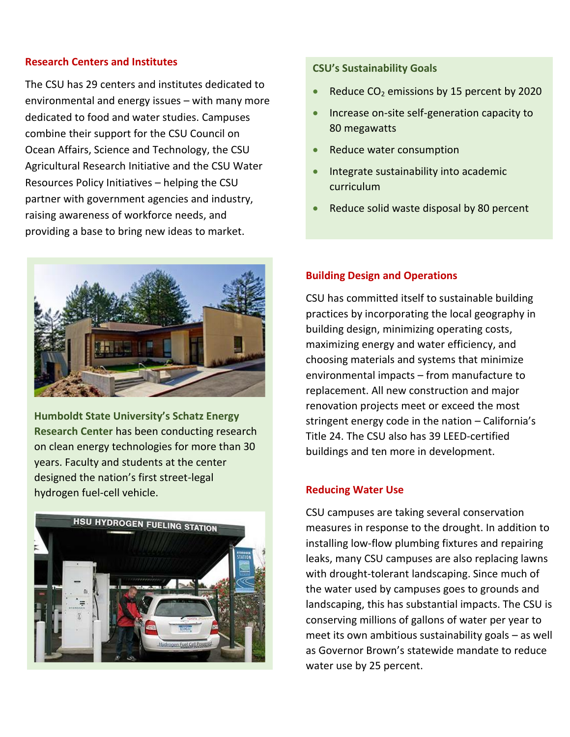## Research Centers and Institutes

The CSU has 29 centers and institutes dedicated to environmental and energy issues – with many more dedicated to food and water studies. Campuses combine their support for the CSU Council on Ocean Affairs, Science and Technology, the CSU Agricultural Research Initiative and the CSU Water Resources Policy Initiatives – helping the CSU partner with government agencies and industry, raising awareness of workforce needs, and providing a base to bring new ideas to market.

**Humboldt State University's Schatz Energy Research Center** has been conducting research on clean energy technologies for more than 30 years. Faculty and students at the center designed the nation's first street-legal hydrogen fuel-cell vehicle.

## CSU's Sustainability Goals

- Reduce $CO_2$ emissions by 15 percent by 2020
- Increase on-site self-generation capacity to 80 megawatts
- Reduce water consumption
- Integrate sustainability into academic curriculum
- Reduce solid waste disposal by 80 percent

## Building Design and Operations

CSU has committed itself to sustainable building practices by incorporating the local geography in building design, minimizing operating costs, maximizing energy and water efficiency, and choosing materials and systems that minimize environmental impacts – from manufacture to replacement. All new construction and major renovation projects meet or exceed the most stringent energy code in the nation – California's Title 24. The CSU also has 39 LEED-certified buildings and ten more in development.

## Reducing Water Use

CSU campuses are taking several conservation measures in response to the drought. In addition to installing low-flow plumbing fixtures and repairing leaks, many CSU campuses are also replacing lawns with drought-tolerant landscaping. Since much of the water used by campuses goes to grounds and landscaping, this has substantial impacts. The CSU is conserving millions of gallons of water per year to meet its own ambitious sustainability goals – as well as Governor Brown's statewide mandate to reduce water use by 25 percent.